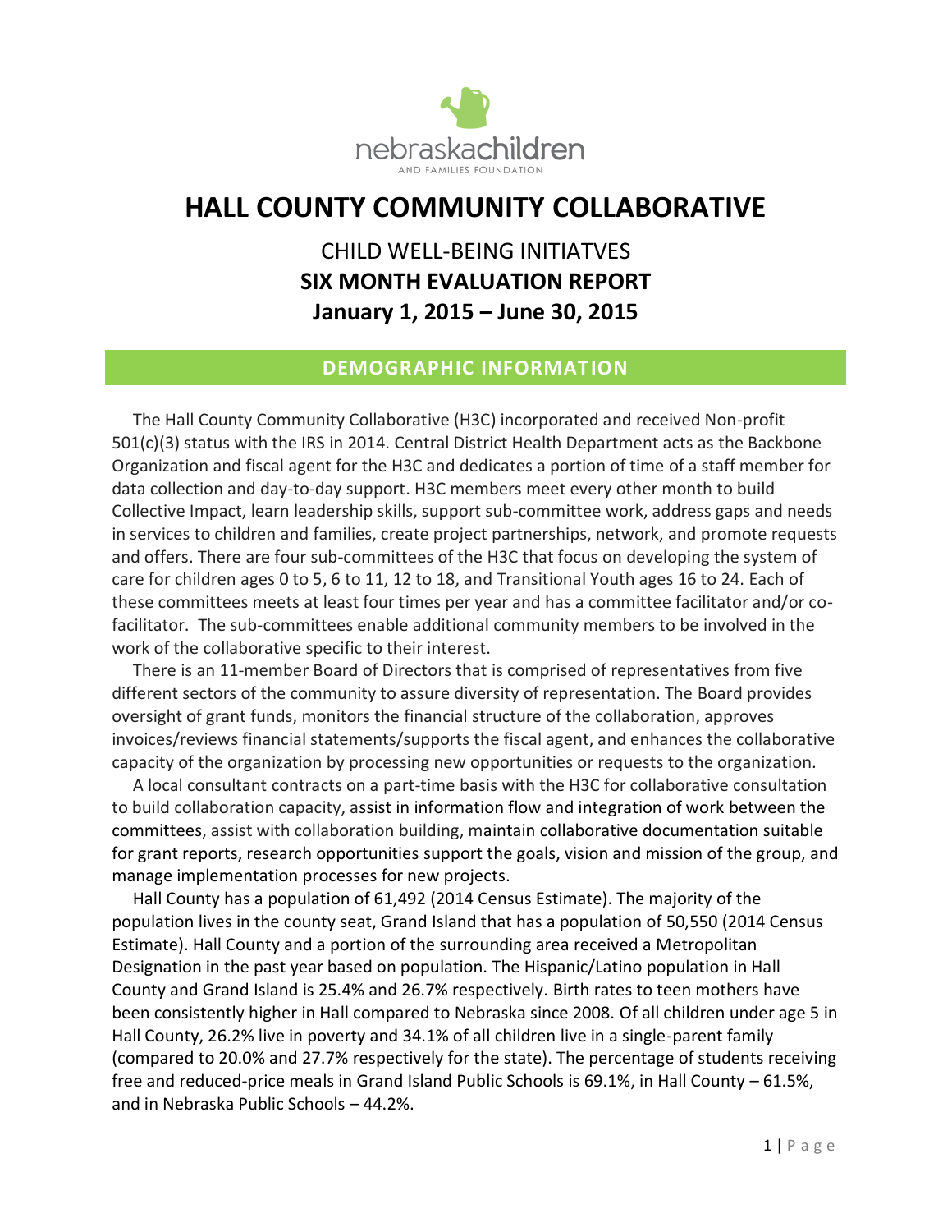nebraskachildren
AND FAMILIES FOUNDATION

# HALL COUNTY COMMUNITY COLLABORATIVE

## CHILD WELL-BEING INITIATVES
## SIX MONTH EVALUATION REPORT
## January 1, 2015 – June 30, 2015

### DEMOGRAPHIC INFORMATION

The Hall County Community Collaborative (H3C) incorporated and received Non-profit 501(c)(3) status with the IRS in 2014. Central District Health Department acts as the Backbone Organization and fiscal agent for the H3C and dedicates a portion of time of a staff member for data collection and day-to-day support. H3C members meet every other month to build Collective Impact, learn leadership skills, support sub-committee work, address gaps and needs in services to children and families, create project partnerships, network, and promote requests and offers. There are four sub-committees of the H3C that focus on developing the system of care for children ages 0 to 5, 6 to 11, 12 to 18, and Transitional Youth ages 16 to 24. Each of these committees meets at least four times per year and has a committee facilitator and/or co-facilitator. The sub-committees enable additional community members to be involved in the work of the collaborative specific to their interest.

There is an 11-member Board of Directors that is comprised of representatives from five different sectors of the community to assure diversity of representation. The Board provides oversight of grant funds, monitors the financial structure of the collaboration, approves invoices/reviews financial statements/supports the fiscal agent, and enhances the collaborative capacity of the organization by processing new opportunities or requests to the organization.

A local consultant contracts on a part-time basis with the H3C for collaborative consultation to build collaboration capacity, assist in information flow and integration of work between the committees, assist with collaboration building, maintain collaborative documentation suitable for grant reports, research opportunities support the goals, vision and mission of the group, and manage implementation processes for new projects.

Hall County has a population of 61,492 (2014 Census Estimate). The majority of the population lives in the county seat, Grand Island that has a population of 50,550 (2014 Census Estimate). Hall County and a portion of the surrounding area received a Metropolitan Designation in the past year based on population. The Hispanic/Latino population in Hall County and Grand Island is 25.4% and 26.7% respectively. Birth rates to teen mothers have been consistently higher in Hall compared to Nebraska since 2008. Of all children under age 5 in Hall County, 26.2% live in poverty and 34.1% of all children live in a single-parent family (compared to 20.0% and 27.7% respectively for the state). The percentage of students receiving free and reduced-price meals in Grand Island Public Schools is 69.1%, in Hall County – 61.5%, and in Nebraska Public Schools – 44.2%.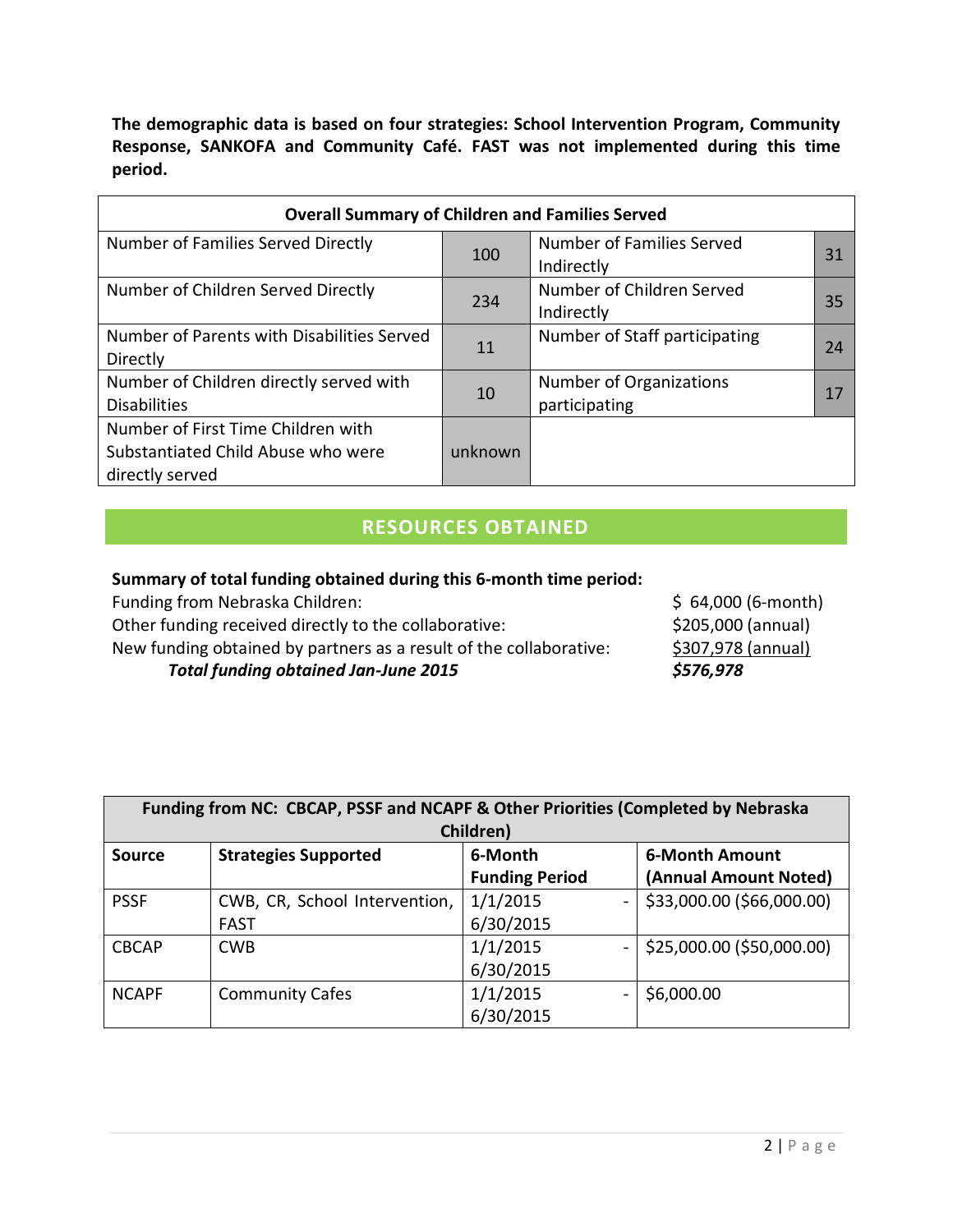**The demographic data is based on four strategies: School Intervention Program, Community Response, SANKOFA and Community Café. FAST was not implemented during this time period.**

| Overall Summary of Children and Families Served | | | |
|---|---|---|---|
| Number of Families Served Directly | 100 | Number of Families Served Indirectly | 31 |
| Number of Children Served Directly | 234 | Number of Children Served Indirectly | 35 |
| Number of Parents with Disabilities Served Directly | 11 | Number of Staff participating | 24 |
| Number of Children directly served with Disabilities | 10 | Number of Organizations participating | 17 |
| Number of First Time Children with Substantiated Child Abuse who were directly served | unknown | | |

## RESOURCES OBTAINED

**Summary of total funding obtained during this 6-month time period:**

| | |
|---|---|
| Funding from Nebraska Children: | $ 64,000 (6-month) |
| Other funding received directly to the collaborative: | $205,000 (annual) |
| New funding obtained by partners as a result of the collaborative: | $307,978 (annual) |
| ***Total funding obtained Jan-June 2015*** | ***$576,978*** |

| Funding from NC: CBCAP, PSSF and NCAPF & Other Priorities (Completed by Nebraska Children) | | | |
|---|---|---|---|
| **Source** | **Strategies Supported** | **6-Month Funding Period** | **6-Month Amount (Annual Amount Noted)** |
| PSSF | CWB, CR, School Intervention, FAST | 1/1/2015 - 6/30/2015 | $33,000.00 ($66,000.00) |
| CBCAP | CWB | 1/1/2015 - 6/30/2015 | $25,000.00 ($50,000.00) |
| NCAPF | Community Cafes | 1/1/2015 - 6/30/2015 | $6,000.00 |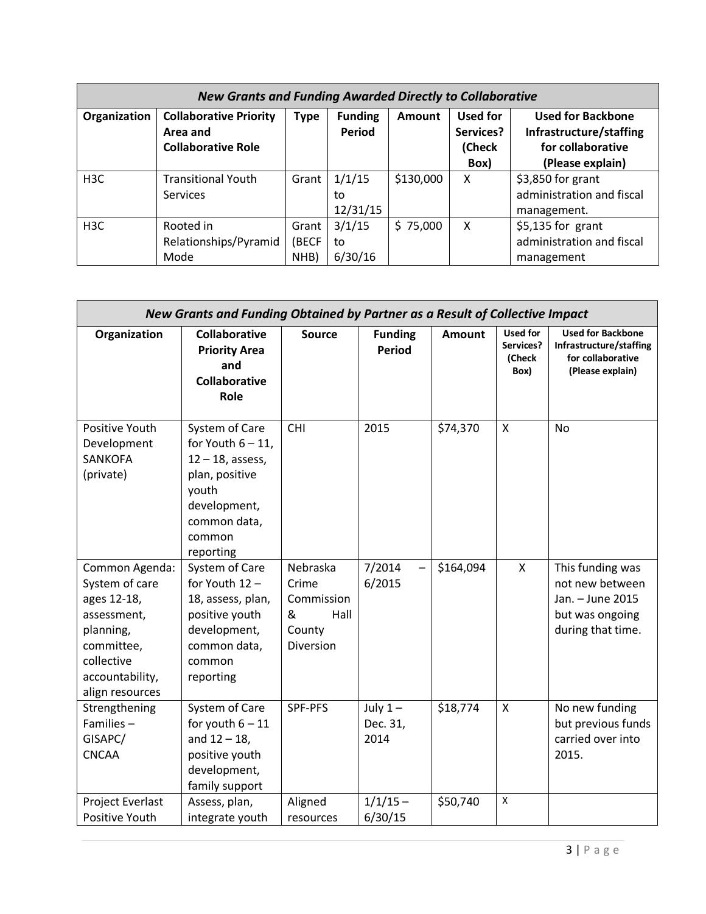| *New Grants and Funding Awarded Directly to Collaborative* | | | | | | |
|---|---|---|---|---|---|---|
| **Organization** | **Collaborative Priority Area and Collaborative Role** | **Type** | **Funding Period** | **Amount** | **Used for Services? (Check Box)** | **Used for Backbone Infrastructure/staffing for collaborative (Please explain)** |
| H3C | Transitional Youth Services | Grant | 1/1/15 to 12/31/15 | $130,000 | X | $3,850 for grant administration and fiscal management. |
| H3C | Rooted in Relationships/Pyramid Mode | Grant (BECF NHB) | 3/1/15 to 6/30/16 | $ 75,000 | X | $5,135 for grant administration and fiscal management |

| *New Grants and Funding Obtained by Partner as a Result of Collective Impact* | | | | | | |
|---|---|---|---|---|---|---|
| **Organization** | **Collaborative Priority Area and Collaborative Role** | **Source** | **Funding Period** | **Amount** | **Used for Services? (Check Box)** | **Used for Backbone Infrastructure/staffing for collaborative (Please explain)** |
| Positive Youth Development SANKOFA (private) | System of Care for Youth 6 – 11, 12 – 18, assess, plan, positive youth development, common data, common reporting | CHI | 2015 | $74,370 | X | No |
| Common Agenda: System of care ages 12-18, assessment, planning, committee, collective accountability, align resources | System of Care for Youth 12 – 18, assess, plan, positive youth development, common data, common reporting | Nebraska Crime Commission & Hall County Diversion | 7/2014 – 6/2015 | $164,094 | X | This funding was not new between Jan. – June 2015 but was ongoing during that time. |
| Strengthening Families – GISAPC/ CNCAA | System of Care for youth 6 – 11 and 12 – 18, positive youth development, family support | SPF-PFS | July 1 – Dec. 31, 2014 | $18,774 | X | No new funding but previous funds carried over into 2015. |
| Project Everlast Positive Youth | Assess, plan, integrate youth | Aligned resources | 1/1/15 – 6/30/15 | $50,740 | X | |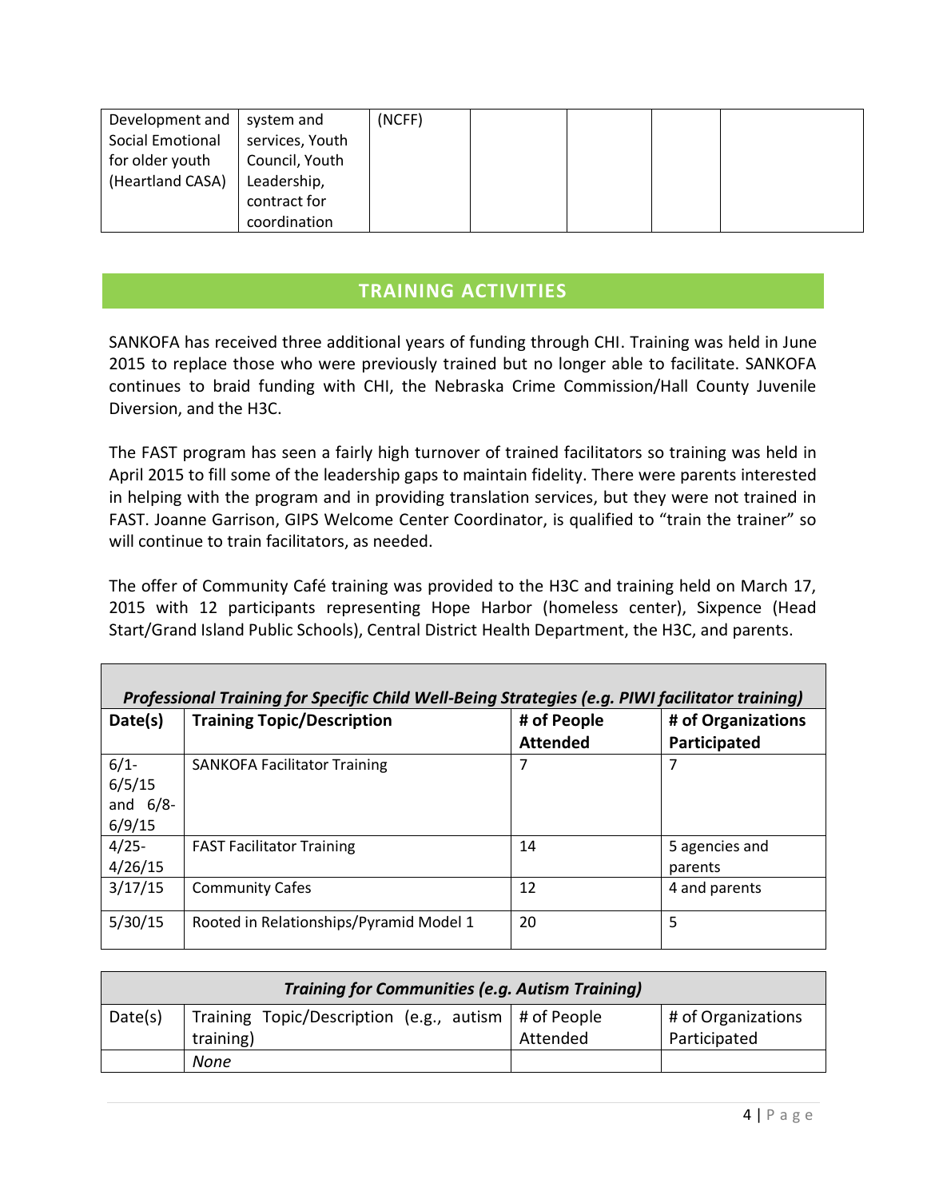| Development and Social Emotional for older youth (Heartland CASA) | system and services, Youth Council, Youth Leadership, contract for coordination | (NCFF) | | | | |
|---|---|---|---|---|---|---|

## TRAINING ACTIVITIES

SANKOFA has received three additional years of funding through CHI. Training was held in June 2015 to replace those who were previously trained but no longer able to facilitate. SANKOFA continues to braid funding with CHI, the Nebraska Crime Commission/Hall County Juvenile Diversion, and the H3C.

The FAST program has seen a fairly high turnover of trained facilitators so training was held in April 2015 to fill some of the leadership gaps to maintain fidelity. There were parents interested in helping with the program and in providing translation services, but they were not trained in FAST. Joanne Garrison, GIPS Welcome Center Coordinator, is qualified to "train the trainer" so will continue to train facilitators, as needed.

The offer of Community Café training was provided to the H3C and training held on March 17, 2015 with 12 participants representing Hope Harbor (homeless center), Sixpence (Head Start/Grand Island Public Schools), Central District Health Department, the H3C, and parents.

| *Professional Training for Specific Child Well-Being Strategies (e.g. PIWI facilitator training)* | | | |
|---|---|---|---|
| **Date(s)** | **Training Topic/Description** | **# of People Attended** | **# of Organizations Participated** |
| 6/1-6/5/15 and 6/8-6/9/15 | SANKOFA Facilitator Training | 7 | 7 |
| 4/25-4/26/15 | FAST Facilitator Training | 14 | 5 agencies and parents |
| 3/17/15 | Community Cafes | 12 | 4 and parents |
| 5/30/15 | Rooted in Relationships/Pyramid Model 1 | 20 | 5 |

| *Training for Communities (e.g. Autism Training)* | | | |
|---|---|---|---|
| Date(s) | Training Topic/Description (e.g., autism training) | # of People Attended | # of Organizations Participated |
| | *None* | | |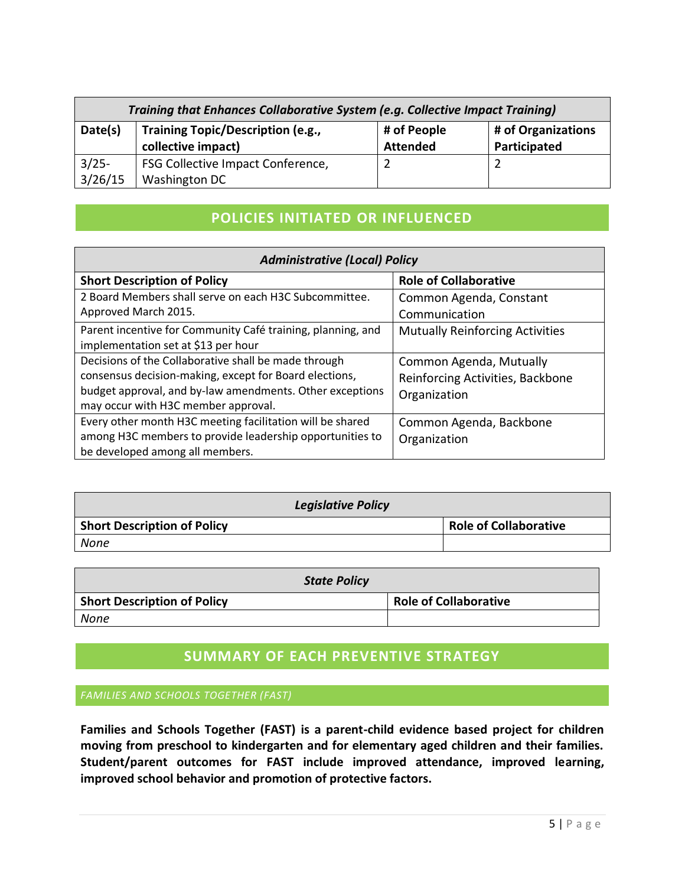| *Training that Enhances Collaborative System (e.g. Collective Impact Training)* | | | |
|---|---|---|---|
| **Date(s)** | **Training Topic/Description (e.g., collective impact)** | **# of People Attended** | **# of Organizations Participated** |
| 3/25-3/26/15 | FSG Collective Impact Conference, Washington DC | 2 | 2 |

## POLICIES INITIATED OR INFLUENCED

| *Administrative (Local) Policy* | |
|---|---|
| **Short Description of Policy** | **Role of Collaborative** |
| 2 Board Members shall serve on each H3C Subcommittee. Approved March 2015. | Common Agenda, Constant Communication |
| Parent incentive for Community Café training, planning, and implementation set at $13 per hour | Mutually Reinforcing Activities |
| Decisions of the Collaborative shall be made through consensus decision-making, except for Board elections, budget approval, and by-law amendments. Other exceptions may occur with H3C member approval. | Common Agenda, Mutually Reinforcing Activities, Backbone Organization |
| Every other month H3C meeting facilitation will be shared among H3C members to provide leadership opportunities to be developed among all members. | Common Agenda, Backbone Organization |

| *Legislative Policy* | |
|---|---|
| **Short Description of Policy** | **Role of Collaborative** |
| *None* | |

| *State Policy* | |
|---|---|
| **Short Description of Policy** | **Role of Collaborative** |
| *None* | |

## SUMMARY OF EACH PREVENTIVE STRATEGY

### *FAMILIES AND SCHOOLS TOGETHER (FAST)*

**Families and Schools Together (FAST) is a parent-child evidence based project for children moving from preschool to kindergarten and for elementary aged children and their families. Student/parent outcomes for FAST include improved attendance, improved learning, improved school behavior and promotion of protective factors.**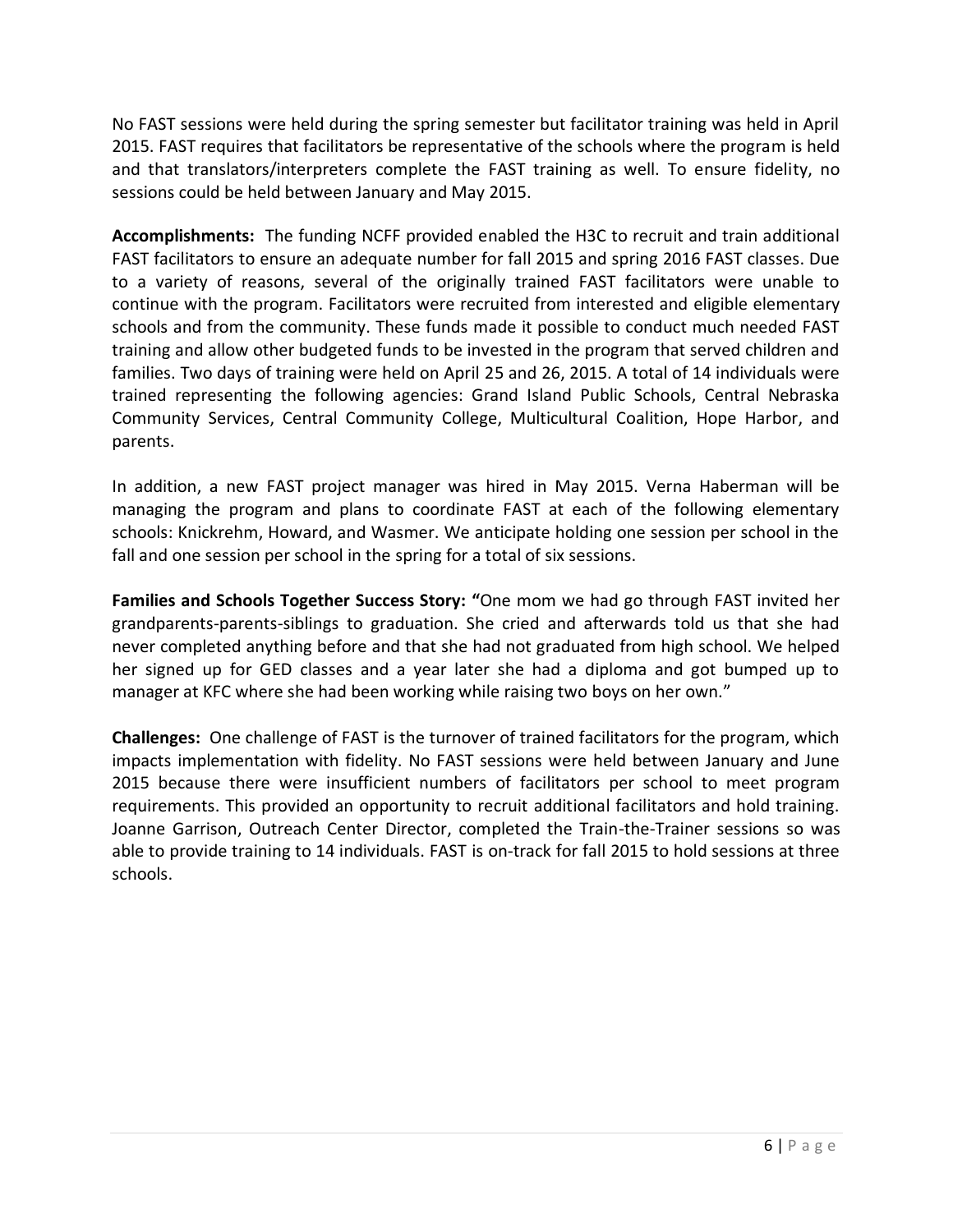No FAST sessions were held during the spring semester but facilitator training was held in April 2015. FAST requires that facilitators be representative of the schools where the program is held and that translators/interpreters complete the FAST training as well. To ensure fidelity, no sessions could be held between January and May 2015.

**Accomplishments:** The funding NCFF provided enabled the H3C to recruit and train additional FAST facilitators to ensure an adequate number for fall 2015 and spring 2016 FAST classes. Due to a variety of reasons, several of the originally trained FAST facilitators were unable to continue with the program. Facilitators were recruited from interested and eligible elementary schools and from the community. These funds made it possible to conduct much needed FAST training and allow other budgeted funds to be invested in the program that served children and families. Two days of training were held on April 25 and 26, 2015. A total of 14 individuals were trained representing the following agencies: Grand Island Public Schools, Central Nebraska Community Services, Central Community College, Multicultural Coalition, Hope Harbor, and parents.

In addition, a new FAST project manager was hired in May 2015. Verna Haberman will be managing the program and plans to coordinate FAST at each of the following elementary schools: Knickrehm, Howard, and Wasmer. We anticipate holding one session per school in the fall and one session per school in the spring for a total of six sessions.

**Families and Schools Together Success Story:** "One mom we had go through FAST invited her grandparents-parents-siblings to graduation. She cried and afterwards told us that she had never completed anything before and that she had not graduated from high school. We helped her signed up for GED classes and a year later she had a diploma and got bumped up to manager at KFC where she had been working while raising two boys on her own."

**Challenges:** One challenge of FAST is the turnover of trained facilitators for the program, which impacts implementation with fidelity. No FAST sessions were held between January and June 2015 because there were insufficient numbers of facilitators per school to meet program requirements. This provided an opportunity to recruit additional facilitators and hold training. Joanne Garrison, Outreach Center Director, completed the Train-the-Trainer sessions so was able to provide training to 14 individuals. FAST is on-track for fall 2015 to hold sessions at three schools.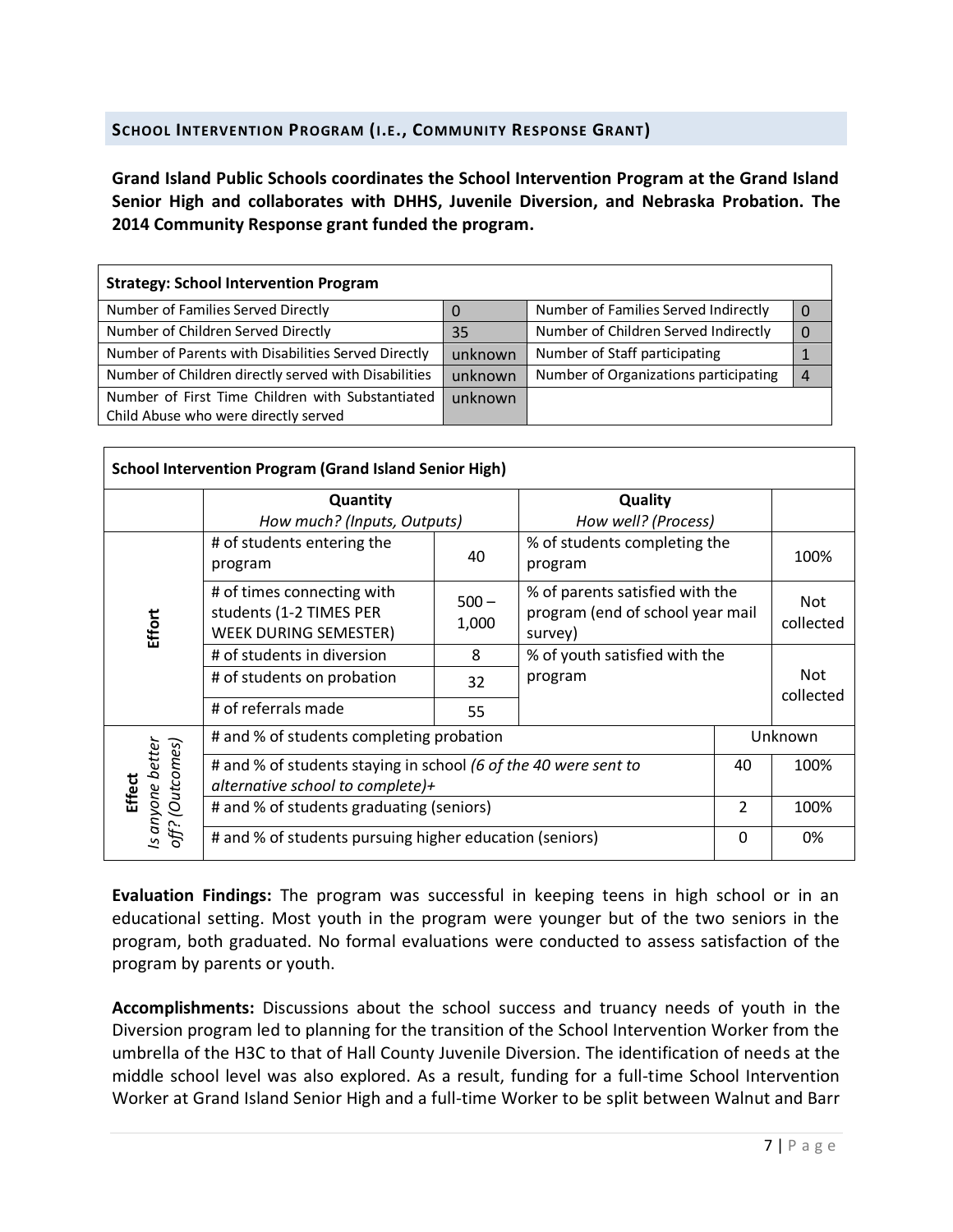## SCHOOL INTERVENTION PROGRAM (I.E., COMMUNITY RESPONSE GRANT)

**Grand Island Public Schools coordinates the School Intervention Program at the Grand Island Senior High and collaborates with DHHS, Juvenile Diversion, and Nebraska Probation. The 2014 Community Response grant funded the program.**

| Strategy: School Intervention Program | | | |
|---|---|---|---|
| Number of Families Served Directly | 0 | Number of Families Served Indirectly | 0 |
| Number of Children Served Directly | 35 | Number of Children Served Indirectly | 0 |
| Number of Parents with Disabilities Served Directly | unknown | Number of Staff participating | 1 |
| Number of Children directly served with Disabilities | unknown | Number of Organizations participating | 4 |
| Number of First Time Children with Substantiated Child Abuse who were directly served | unknown | | |

| School Intervention Program (Grand Island Senior High) | | | | |
|---|---|---|---|---|
| | Quantity<br>*How much? (Inputs, Outputs)* | | Quality<br>*How well? (Process)* | |
| **Effort** | # of students entering the program | 40 | % of students completing the program | 100% |
| | # of times connecting with students (1-2 TIMES PER WEEK DURING SEMESTER) | 500 – 1,000 | % of parents satisfied with the program (end of school year mail survey) | Not collected |
| | # of students in diversion | 8 | % of youth satisfied with the program | Not collected |
| | # of students on probation | 32 | | |
| | # of referrals made | 55 | | |
| **Effect**<br>*Is anyone better off? (Outcomes)* | # and % of students completing probation | | Unknown | |
| | # and % of students staying in school *(6 of the 40 were sent to alternative school to complete)+* | | 40 | 100% |
| | # and % of students graduating (seniors) | | 2 | 100% |
| | # and % of students pursuing higher education (seniors) | | 0 | 0% |

**Evaluation Findings:** The program was successful in keeping teens in high school or in an educational setting. Most youth in the program were younger but of the two seniors in the program, both graduated. No formal evaluations were conducted to assess satisfaction of the program by parents or youth.

**Accomplishments:** Discussions about the school success and truancy needs of youth in the Diversion program led to planning for the transition of the School Intervention Worker from the umbrella of the H3C to that of Hall County Juvenile Diversion. The identification of needs at the middle school level was also explored. As a result, funding for a full-time School Intervention Worker at Grand Island Senior High and a full-time Worker to be split between Walnut and Barr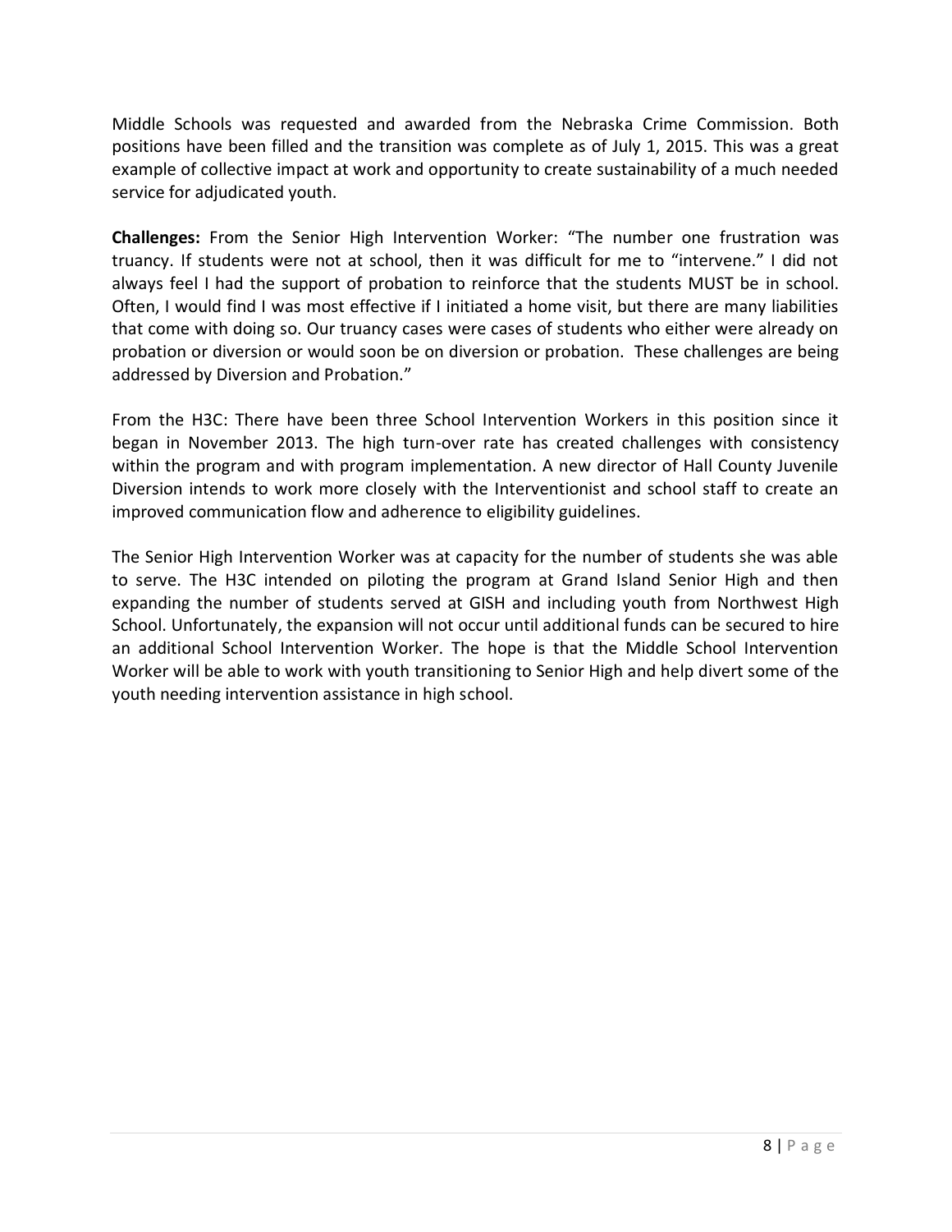Middle Schools was requested and awarded from the Nebraska Crime Commission. Both positions have been filled and the transition was complete as of July 1, 2015. This was a great example of collective impact at work and opportunity to create sustainability of a much needed service for adjudicated youth.

**Challenges:** From the Senior High Intervention Worker: "The number one frustration was truancy. If students were not at school, then it was difficult for me to "intervene." I did not always feel I had the support of probation to reinforce that the students MUST be in school. Often, I would find I was most effective if I initiated a home visit, but there are many liabilities that come with doing so. Our truancy cases were cases of students who either were already on probation or diversion or would soon be on diversion or probation. These challenges are being addressed by Diversion and Probation."

From the H3C: There have been three School Intervention Workers in this position since it began in November 2013. The high turn-over rate has created challenges with consistency within the program and with program implementation. A new director of Hall County Juvenile Diversion intends to work more closely with the Interventionist and school staff to create an improved communication flow and adherence to eligibility guidelines.

The Senior High Intervention Worker was at capacity for the number of students she was able to serve. The H3C intended on piloting the program at Grand Island Senior High and then expanding the number of students served at GISH and including youth from Northwest High School. Unfortunately, the expansion will not occur until additional funds can be secured to hire an additional School Intervention Worker. The hope is that the Middle School Intervention Worker will be able to work with youth transitioning to Senior High and help divert some of the youth needing intervention assistance in high school.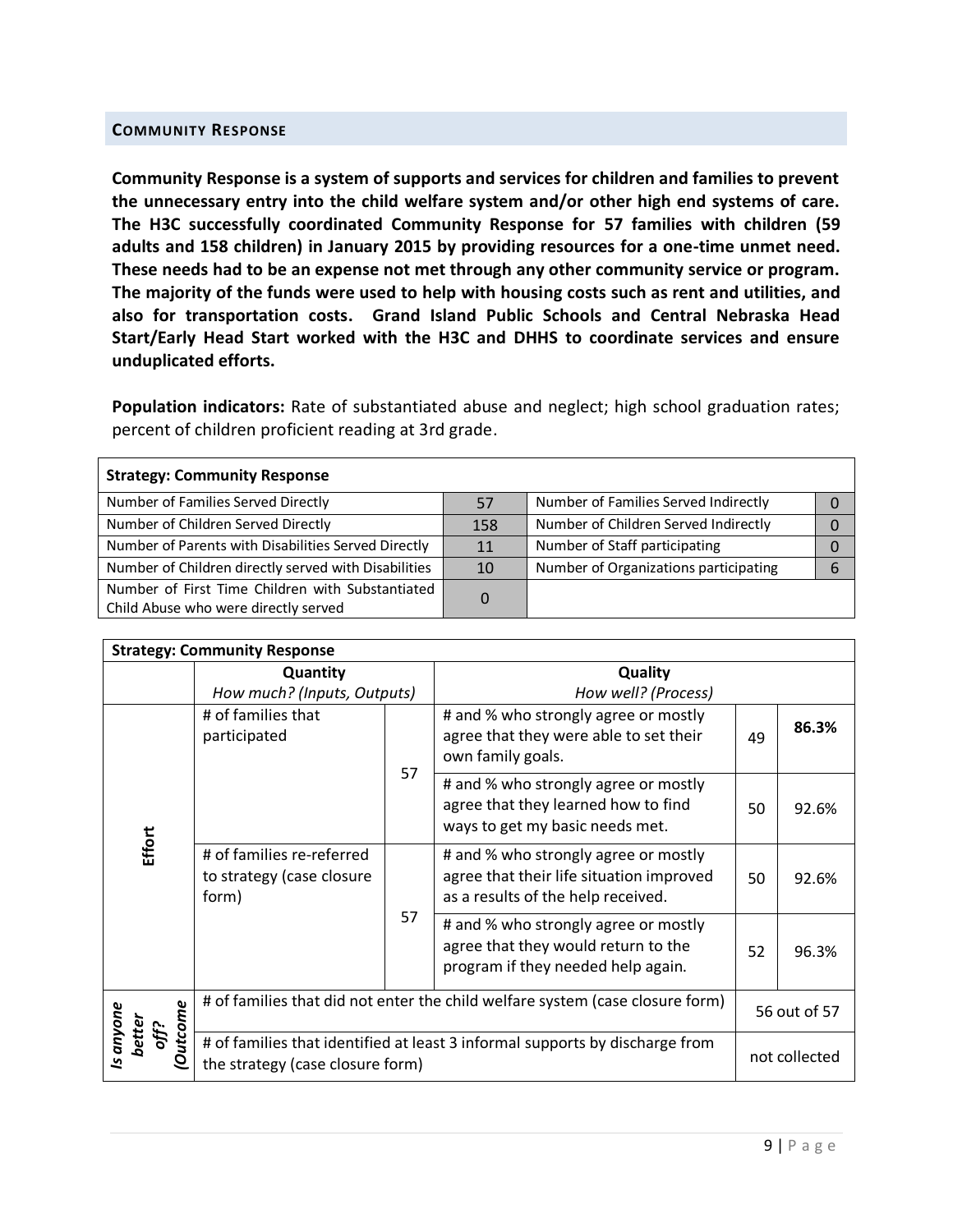## COMMUNITY RESPONSE

**Community Response is a system of supports and services for children and families to prevent the unnecessary entry into the child welfare system and/or other high end systems of care. The H3C successfully coordinated Community Response for 57 families with children (59 adults and 158 children) in January 2015 by providing resources for a one-time unmet need. These needs had to be an expense not met through any other community service or program. The majority of the funds were used to help with housing costs such as rent and utilities, and also for transportation costs. Grand Island Public Schools and Central Nebraska Head Start/Early Head Start worked with the H3C and DHHS to coordinate services and ensure unduplicated efforts.**

**Population indicators:** Rate of substantiated abuse and neglect; high school graduation rates; percent of children proficient reading at 3rd grade.

| **Strategy: Community Response** | | | |
|---|---|---|---|
| Number of Families Served Directly | 57 | Number of Families Served Indirectly | 0 |
| Number of Children Served Directly | 158 | Number of Children Served Indirectly | 0 |
| Number of Parents with Disabilities Served Directly | 11 | Number of Staff participating | 0 |
| Number of Children directly served with Disabilities | 10 | Number of Organizations participating | 6 |
| Number of First Time Children with Substantiated Child Abuse who were directly served | 0 | | |

| **Strategy: Community Response** | | | | | |
|---|---|---|---|---|---|
| | **Quantity**<br>*How much? (Inputs, Outputs)* | | **Quality**<br>*How well? (Process)* | | |
| **Effort** | # of families that participated | 57 | # and % who strongly agree or mostly agree that they were able to set their own family goals. | 49 | **86.3%** |
| | | | # and % who strongly agree or mostly agree that they learned how to find ways to get my basic needs met. | 50 | 92.6% |
| | # of families re-referred to strategy (case closure form) | 57 | # and % who strongly agree or mostly agree that their life situation improved as a results of the help received. | 50 | 92.6% |
| | | | # and % who strongly agree or mostly agree that they would return to the program if they needed help again. | 52 | 96.3% |
| ***Is anyone better off? (Outcome*** | # of families that did not enter the child welfare system (case closure form) | | | 56 out of 57 | |
| | # of families that identified at least 3 informal supports by discharge from the strategy (case closure form) | | | not collected | |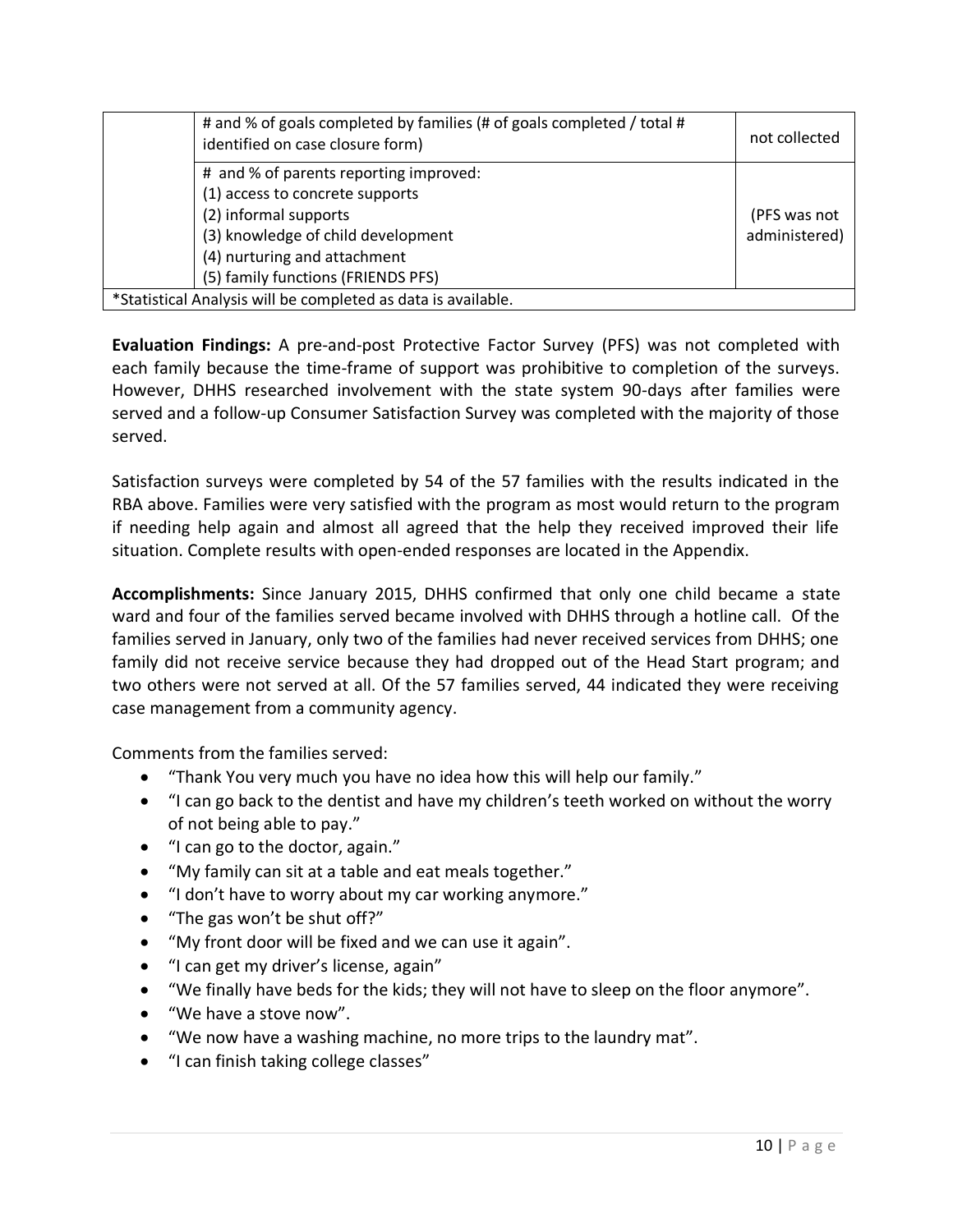|  | # and % of goals completed by families (# of goals completed / total # identified on case closure form) | not collected |
|---|---|---|
|  | # and % of parents reporting improved:<br>(1) access to concrete supports<br>(2) informal supports<br>(3) knowledge of child development<br>(4) nurturing and attachment<br>(5) family functions (FRIENDS PFS) | (PFS was not administered) |
| *Statistical Analysis will be completed as data is available. | | |

**Evaluation Findings:** A pre-and-post Protective Factor Survey (PFS) was not completed with each family because the time-frame of support was prohibitive to completion of the surveys. However, DHHS researched involvement with the state system 90-days after families were served and a follow-up Consumer Satisfaction Survey was completed with the majority of those served.

Satisfaction surveys were completed by 54 of the 57 families with the results indicated in the RBA above. Families were very satisfied with the program as most would return to the program if needing help again and almost all agreed that the help they received improved their life situation. Complete results with open-ended responses are located in the Appendix.

**Accomplishments:** Since January 2015, DHHS confirmed that only one child became a state ward and four of the families served became involved with DHHS through a hotline call. Of the families served in January, only two of the families had never received services from DHHS; one family did not receive service because they had dropped out of the Head Start program; and two others were not served at all. Of the 57 families served, 44 indicated they were receiving case management from a community agency.

Comments from the families served:

- "Thank You very much you have no idea how this will help our family."
- "I can go back to the dentist and have my children's teeth worked on without the worry of not being able to pay."
- "I can go to the doctor, again."
- "My family can sit at a table and eat meals together."
- "I don't have to worry about my car working anymore."
- "The gas won't be shut off?"
- "My front door will be fixed and we can use it again".
- "I can get my driver's license, again"
- "We finally have beds for the kids; they will not have to sleep on the floor anymore".
- "We have a stove now".
- "We now have a washing machine, no more trips to the laundry mat".
- "I can finish taking college classes"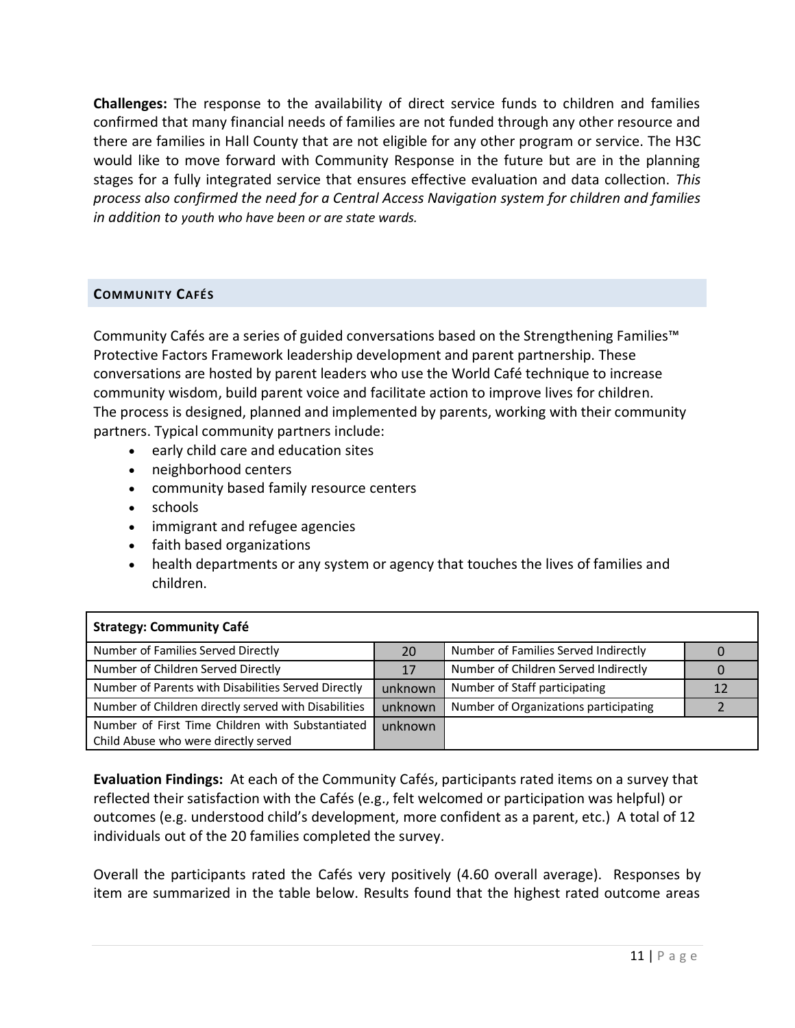**Challenges:** The response to the availability of direct service funds to children and families confirmed that many financial needs of families are not funded through any other resource and there are families in Hall County that are not eligible for any other program or service. The H3C would like to move forward with Community Response in the future but are in the planning stages for a fully integrated service that ensures effective evaluation and data collection. *This process also confirmed the need for a Central Access Navigation system for children and families in addition to youth who have been or are state wards.*

## COMMUNITY CAFÉS

Community Cafés are a series of guided conversations based on the Strengthening Families™ Protective Factors Framework leadership development and parent partnership. These conversations are hosted by parent leaders who use the World Café technique to increase community wisdom, build parent voice and facilitate action to improve lives for children. The process is designed, planned and implemented by parents, working with their community partners. Typical community partners include:

- early child care and education sites
- neighborhood centers
- community based family resource centers
- schools
- immigrant and refugee agencies
- faith based organizations
- health departments or any system or agency that touches the lives of families and children.

| **Strategy: Community Café** | | | |
|---|---|---|---|
| Number of Families Served Directly | 20 | Number of Families Served Indirectly | 0 |
| Number of Children Served Directly | 17 | Number of Children Served Indirectly | 0 |
| Number of Parents with Disabilities Served Directly | unknown | Number of Staff participating | 12 |
| Number of Children directly served with Disabilities | unknown | Number of Organizations participating | 2 |
| Number of First Time Children with Substantiated Child Abuse who were directly served | unknown | | |

**Evaluation Findings:** At each of the Community Cafés, participants rated items on a survey that reflected their satisfaction with the Cafés (e.g., felt welcomed or participation was helpful) or outcomes (e.g. understood child's development, more confident as a parent, etc.) A total of 12 individuals out of the 20 families completed the survey.

Overall the participants rated the Cafés very positively (4.60 overall average). Responses by item are summarized in the table below. Results found that the highest rated outcome areas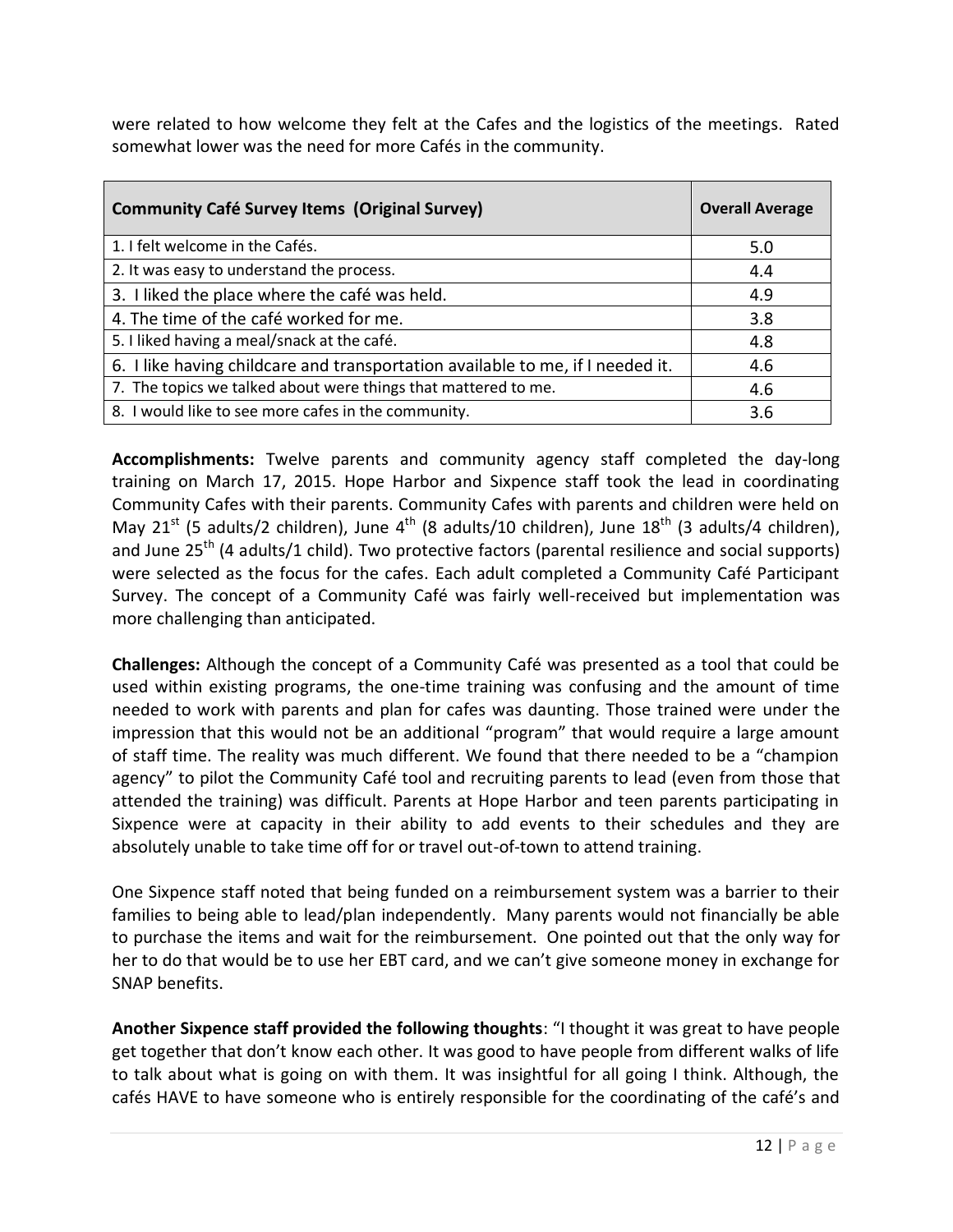were related to how welcome they felt at the Cafes and the logistics of the meetings. Rated somewhat lower was the need for more Cafés in the community.

| Community Café Survey Items (Original Survey) | Overall Average |
|---|---|
| 1. I felt welcome in the Cafés. | 5.0 |
| 2. It was easy to understand the process. | 4.4 |
| 3. I liked the place where the café was held. | 4.9 |
| 4. The time of the café worked for me. | 3.8 |
| 5. I liked having a meal/snack at the café. | 4.8 |
| 6. I like having childcare and transportation available to me, if I needed it. | 4.6 |
| 7. The topics we talked about were things that mattered to me. | 4.6 |
| 8. I would like to see more cafes in the community. | 3.6 |

**Accomplishments:** Twelve parents and community agency staff completed the day-long training on March 17, 2015. Hope Harbor and Sixpence staff took the lead in coordinating Community Cafes with their parents. Community Cafes with parents and children were held on May 21st (5 adults/2 children), June 4th (8 adults/10 children), June 18th (3 adults/4 children), and June 25th (4 adults/1 child). Two protective factors (parental resilience and social supports) were selected as the focus for the cafes. Each adult completed a Community Café Participant Survey. The concept of a Community Café was fairly well-received but implementation was more challenging than anticipated.

**Challenges:** Although the concept of a Community Café was presented as a tool that could be used within existing programs, the one-time training was confusing and the amount of time needed to work with parents and plan for cafes was daunting. Those trained were under the impression that this would not be an additional "program" that would require a large amount of staff time. The reality was much different. We found that there needed to be a "champion agency" to pilot the Community Café tool and recruiting parents to lead (even from those that attended the training) was difficult. Parents at Hope Harbor and teen parents participating in Sixpence were at capacity in their ability to add events to their schedules and they are absolutely unable to take time off for or travel out-of-town to attend training.

One Sixpence staff noted that being funded on a reimbursement system was a barrier to their families to being able to lead/plan independently. Many parents would not financially be able to purchase the items and wait for the reimbursement. One pointed out that the only way for her to do that would be to use her EBT card, and we can't give someone money in exchange for SNAP benefits.

**Another Sixpence staff provided the following thoughts**: "I thought it was great to have people get together that don't know each other. It was good to have people from different walks of life to talk about what is going on with them. It was insightful for all going I think. Although, the cafés HAVE to have someone who is entirely responsible for the coordinating of the café's and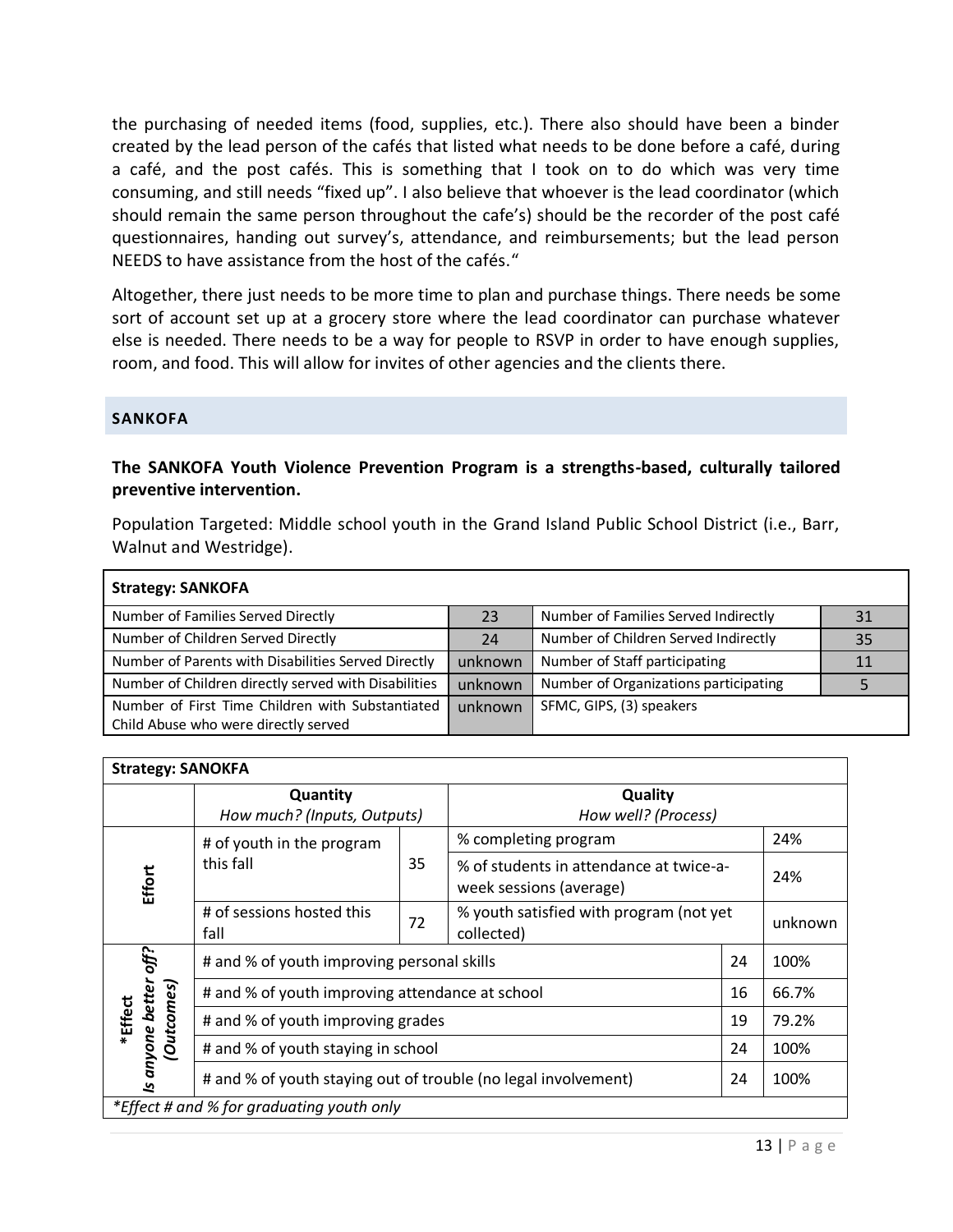the purchasing of needed items (food, supplies, etc.). There also should have been a binder created by the lead person of the cafés that listed what needs to be done before a café, during a café, and the post cafés. This is something that I took on to do which was very time consuming, and still needs "fixed up". I also believe that whoever is the lead coordinator (which should remain the same person throughout the cafe's) should be the recorder of the post café questionnaires, handing out survey's, attendance, and reimbursements; but the lead person NEEDS to have assistance from the host of the cafés."

Altogether, there just needs to be more time to plan and purchase things. There needs be some sort of account set up at a grocery store where the lead coordinator can purchase whatever else is needed. There needs to be a way for people to RSVP in order to have enough supplies, room, and food. This will allow for invites of other agencies and the clients there.

## SANKOFA

**The SANKOFA Youth Violence Prevention Program is a strengths-based, culturally tailored preventive intervention.**

Population Targeted: Middle school youth in the Grand Island Public School District (i.e., Barr, Walnut and Westridge).

| **Strategy: SANKOFA** | | | |
|---|---|---|---|
| Number of Families Served Directly | 23 | Number of Families Served Indirectly | 31 |
| Number of Children Served Directly | 24 | Number of Children Served Indirectly | 35 |
| Number of Parents with Disabilities Served Directly | unknown | Number of Staff participating | 11 |
| Number of Children directly served with Disabilities | unknown | Number of Organizations participating | 5 |
| Number of First Time Children with Substantiated Child Abuse who were directly served | unknown | SFMC, GIPS, (3) speakers | |

| **Strategy: SANOKFA** | | | | | |
|---|---|---|---|---|---|
| | **Quantity** *How much? (Inputs, Outputs)* | | **Quality** *How well? (Process)* | | |
| **Effort** | # of youth in the program this fall | 35 | % completing program | | 24% |
| | | | % of students in attendance at twice-a-week sessions (average) | | 24% |
| | # of sessions hosted this fall | 72 | % youth satisfied with program (not yet collected) | | unknown |
| **\*Effect** *Is anyone better off? (Outcomes)* | # and % of youth improving personal skills | | | 24 | 100% |
| | # and % of youth improving attendance at school | | | 16 | 66.7% |
| | # and % of youth improving grades | | | 19 | 79.2% |
| | # and % of youth staying in school | | | 24 | 100% |
| | # and % of youth staying out of trouble (no legal involvement) | | | 24 | 100% |
| *\*Effect # and % for graduating youth only* | | | | | |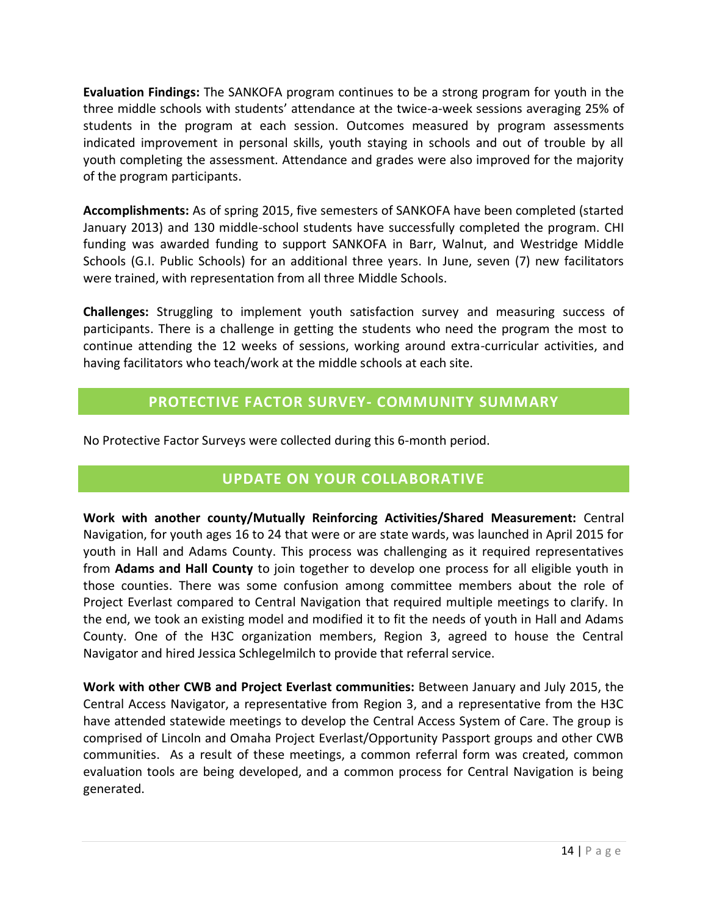**Evaluation Findings:** The SANKOFA program continues to be a strong program for youth in the three middle schools with students' attendance at the twice-a-week sessions averaging 25% of students in the program at each session. Outcomes measured by program assessments indicated improvement in personal skills, youth staying in schools and out of trouble by all youth completing the assessment. Attendance and grades were also improved for the majority of the program participants.

**Accomplishments:** As of spring 2015, five semesters of SANKOFA have been completed (started January 2013) and 130 middle-school students have successfully completed the program. CHI funding was awarded funding to support SANKOFA in Barr, Walnut, and Westridge Middle Schools (G.I. Public Schools) for an additional three years. In June, seven (7) new facilitators were trained, with representation from all three Middle Schools.

**Challenges:** Struggling to implement youth satisfaction survey and measuring success of participants. There is a challenge in getting the students who need the program the most to continue attending the 12 weeks of sessions, working around extra-curricular activities, and having facilitators who teach/work at the middle schools at each site.

## PROTECTIVE FACTOR SURVEY- COMMUNITY SUMMARY

No Protective Factor Surveys were collected during this 6-month period.

## UPDATE ON YOUR COLLABORATIVE

**Work with another county/Mutually Reinforcing Activities/Shared Measurement:** Central Navigation, for youth ages 16 to 24 that were or are state wards, was launched in April 2015 for youth in Hall and Adams County. This process was challenging as it required representatives from **Adams and Hall County** to join together to develop one process for all eligible youth in those counties. There was some confusion among committee members about the role of Project Everlast compared to Central Navigation that required multiple meetings to clarify. In the end, we took an existing model and modified it to fit the needs of youth in Hall and Adams County. One of the H3C organization members, Region 3, agreed to house the Central Navigator and hired Jessica Schlegelmilch to provide that referral service.

**Work with other CWB and Project Everlast communities:** Between January and July 2015, the Central Access Navigator, a representative from Region 3, and a representative from the H3C have attended statewide meetings to develop the Central Access System of Care. The group is comprised of Lincoln and Omaha Project Everlast/Opportunity Passport groups and other CWB communities. As a result of these meetings, a common referral form was created, common evaluation tools are being developed, and a common process for Central Navigation is being generated.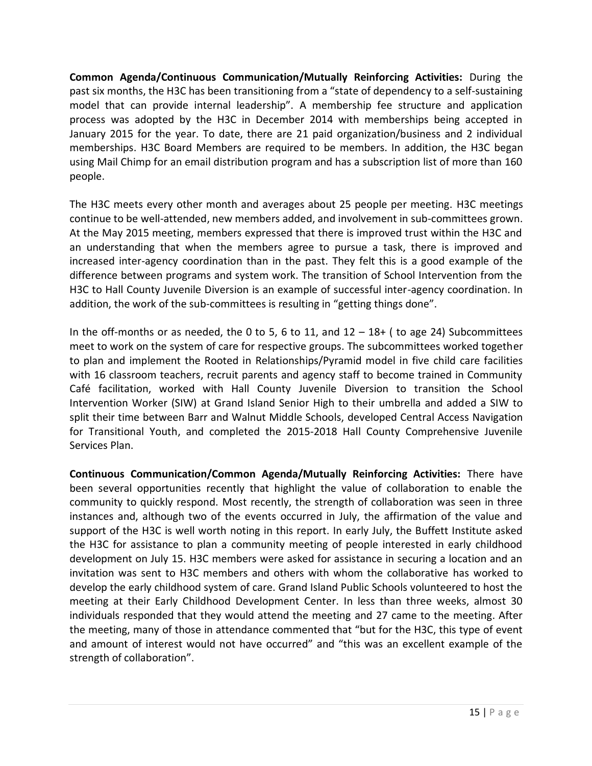**Common Agenda/Continuous Communication/Mutually Reinforcing Activities:** During the past six months, the H3C has been transitioning from a "state of dependency to a self-sustaining model that can provide internal leadership". A membership fee structure and application process was adopted by the H3C in December 2014 with memberships being accepted in January 2015 for the year. To date, there are 21 paid organization/business and 2 individual memberships. H3C Board Members are required to be members. In addition, the H3C began using Mail Chimp for an email distribution program and has a subscription list of more than 160 people.

The H3C meets every other month and averages about 25 people per meeting. H3C meetings continue to be well-attended, new members added, and involvement in sub-committees grown. At the May 2015 meeting, members expressed that there is improved trust within the H3C and an understanding that when the members agree to pursue a task, there is improved and increased inter-agency coordination than in the past. They felt this is a good example of the difference between programs and system work. The transition of School Intervention from the H3C to Hall County Juvenile Diversion is an example of successful inter-agency coordination. In addition, the work of the sub-committees is resulting in "getting things done".

In the off-months or as needed, the 0 to 5, 6 to 11, and 12 – 18+ ( to age 24) Subcommittees meet to work on the system of care for respective groups. The subcommittees worked together to plan and implement the Rooted in Relationships/Pyramid model in five child care facilities with 16 classroom teachers, recruit parents and agency staff to become trained in Community Café facilitation, worked with Hall County Juvenile Diversion to transition the School Intervention Worker (SIW) at Grand Island Senior High to their umbrella and added a SIW to split their time between Barr and Walnut Middle Schools, developed Central Access Navigation for Transitional Youth, and completed the 2015-2018 Hall County Comprehensive Juvenile Services Plan.

**Continuous Communication/Common Agenda/Mutually Reinforcing Activities:** There have been several opportunities recently that highlight the value of collaboration to enable the community to quickly respond. Most recently, the strength of collaboration was seen in three instances and, although two of the events occurred in July, the affirmation of the value and support of the H3C is well worth noting in this report. In early July, the Buffett Institute asked the H3C for assistance to plan a community meeting of people interested in early childhood development on July 15. H3C members were asked for assistance in securing a location and an invitation was sent to H3C members and others with whom the collaborative has worked to develop the early childhood system of care. Grand Island Public Schools volunteered to host the meeting at their Early Childhood Development Center. In less than three weeks, almost 30 individuals responded that they would attend the meeting and 27 came to the meeting. After the meeting, many of those in attendance commented that "but for the H3C, this type of event and amount of interest would not have occurred" and "this was an excellent example of the strength of collaboration".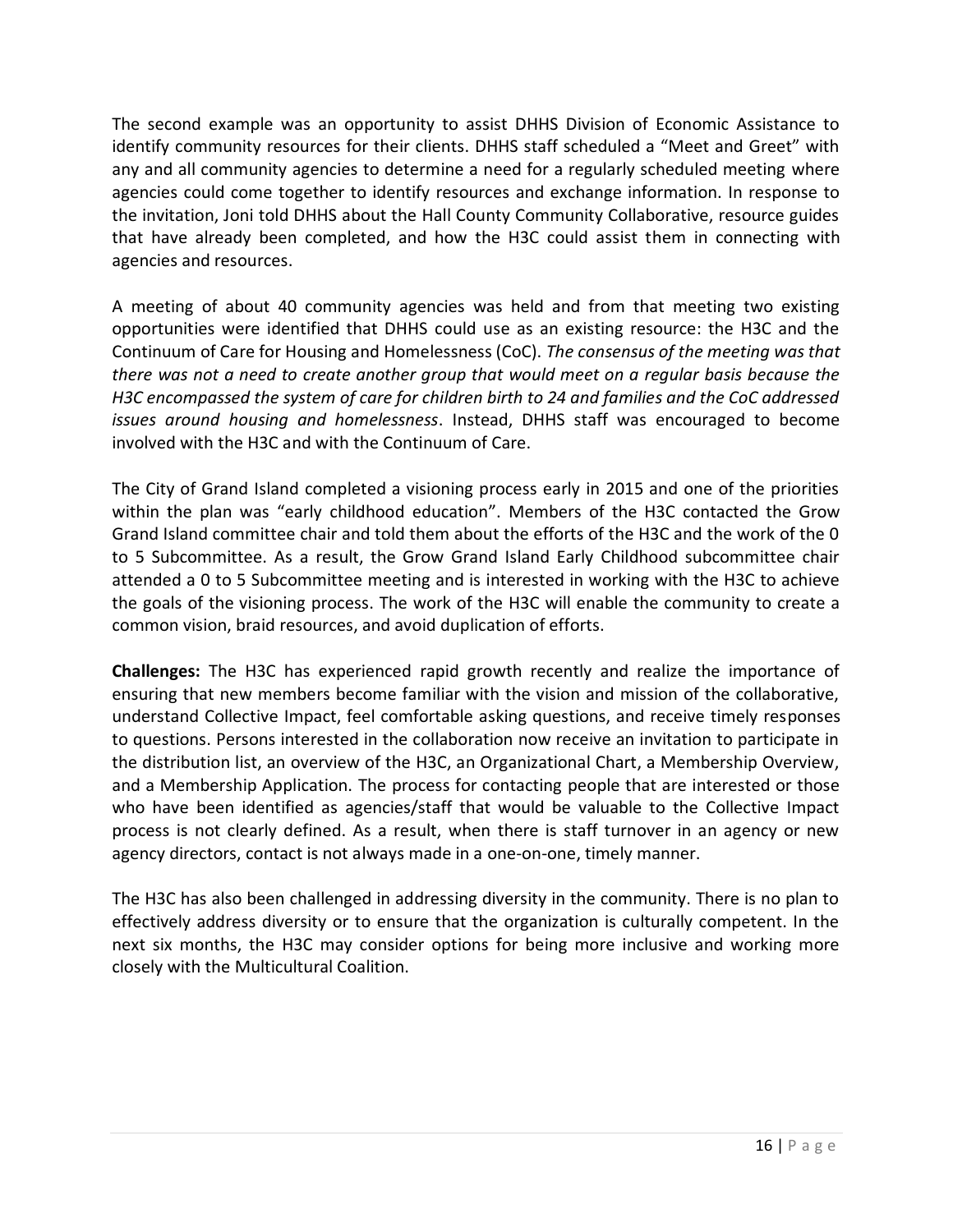The second example was an opportunity to assist DHHS Division of Economic Assistance to identify community resources for their clients. DHHS staff scheduled a "Meet and Greet" with any and all community agencies to determine a need for a regularly scheduled meeting where agencies could come together to identify resources and exchange information. In response to the invitation, Joni told DHHS about the Hall County Community Collaborative, resource guides that have already been completed, and how the H3C could assist them in connecting with agencies and resources.

A meeting of about 40 community agencies was held and from that meeting two existing opportunities were identified that DHHS could use as an existing resource: the H3C and the Continuum of Care for Housing and Homelessness (CoC). *The consensus of the meeting was that there was not a need to create another group that would meet on a regular basis because the H3C encompassed the system of care for children birth to 24 and families and the CoC addressed issues around housing and homelessness*. Instead, DHHS staff was encouraged to become involved with the H3C and with the Continuum of Care.

The City of Grand Island completed a visioning process early in 2015 and one of the priorities within the plan was "early childhood education". Members of the H3C contacted the Grow Grand Island committee chair and told them about the efforts of the H3C and the work of the 0 to 5 Subcommittee. As a result, the Grow Grand Island Early Childhood subcommittee chair attended a 0 to 5 Subcommittee meeting and is interested in working with the H3C to achieve the goals of the visioning process. The work of the H3C will enable the community to create a common vision, braid resources, and avoid duplication of efforts.

**Challenges:** The H3C has experienced rapid growth recently and realize the importance of ensuring that new members become familiar with the vision and mission of the collaborative, understand Collective Impact, feel comfortable asking questions, and receive timely responses to questions. Persons interested in the collaboration now receive an invitation to participate in the distribution list, an overview of the H3C, an Organizational Chart, a Membership Overview, and a Membership Application. The process for contacting people that are interested or those who have been identified as agencies/staff that would be valuable to the Collective Impact process is not clearly defined. As a result, when there is staff turnover in an agency or new agency directors, contact is not always made in a one-on-one, timely manner.

The H3C has also been challenged in addressing diversity in the community. There is no plan to effectively address diversity or to ensure that the organization is culturally competent. In the next six months, the H3C may consider options for being more inclusive and working more closely with the Multicultural Coalition.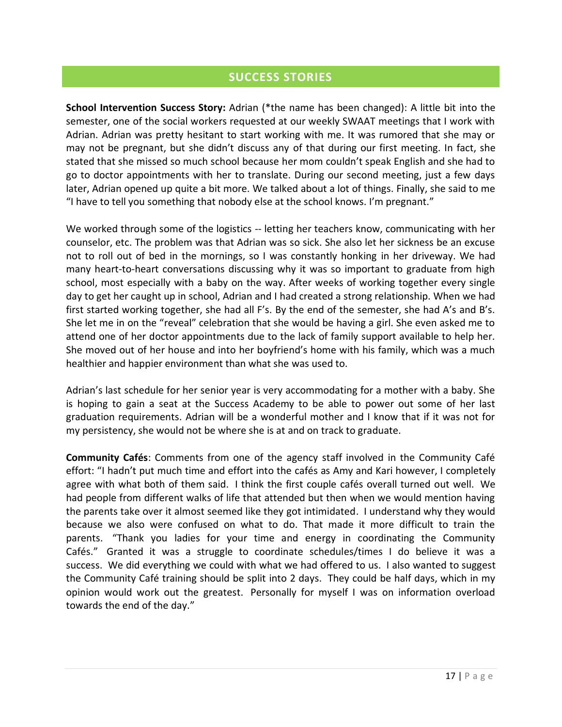## SUCCESS STORIES

**School Intervention Success Story:** Adrian (*the name has been changed): A little bit into the semester, one of the social workers requested at our weekly SWAAT meetings that I work with Adrian. Adrian was pretty hesitant to start working with me. It was rumored that she may or may not be pregnant, but she didn't discuss any of that during our first meeting. In fact, she stated that she missed so much school because her mom couldn't speak English and she had to go to doctor appointments with her to translate. During our second meeting, just a few days later, Adrian opened up quite a bit more. We talked about a lot of things. Finally, she said to me "I have to tell you something that nobody else at the school knows. I'm pregnant."

We worked through some of the logistics -- letting her teachers know, communicating with her counselor, etc. The problem was that Adrian was so sick. She also let her sickness be an excuse not to roll out of bed in the mornings, so I was constantly honking in her driveway. We had many heart-to-heart conversations discussing why it was so important to graduate from high school, most especially with a baby on the way. After weeks of working together every single day to get her caught up in school, Adrian and I had created a strong relationship. When we had first started working together, she had all F's. By the end of the semester, she had A's and B's. She let me in on the "reveal" celebration that she would be having a girl. She even asked me to attend one of her doctor appointments due to the lack of family support available to help her. She moved out of her house and into her boyfriend's home with his family, which was a much healthier and happier environment than what she was used to.

Adrian's last schedule for her senior year is very accommodating for a mother with a baby. She is hoping to gain a seat at the Success Academy to be able to power out some of her last graduation requirements. Adrian will be a wonderful mother and I know that if it was not for my persistency, she would not be where she is at and on track to graduate.

**Community Cafés**: Comments from one of the agency staff involved in the Community Café effort: "I hadn't put much time and effort into the cafés as Amy and Kari however, I completely agree with what both of them said. I think the first couple cafés overall turned out well. We had people from different walks of life that attended but then when we would mention having the parents take over it almost seemed like they got intimidated. I understand why they would because we also were confused on what to do. That made it more difficult to train the parents. "Thank you ladies for your time and energy in coordinating the Community Cafés." Granted it was a struggle to coordinate schedules/times I do believe it was a success. We did everything we could with what we had offered to us. I also wanted to suggest the Community Café training should be split into 2 days. They could be half days, which in my opinion would work out the greatest. Personally for myself I was on information overload towards the end of the day."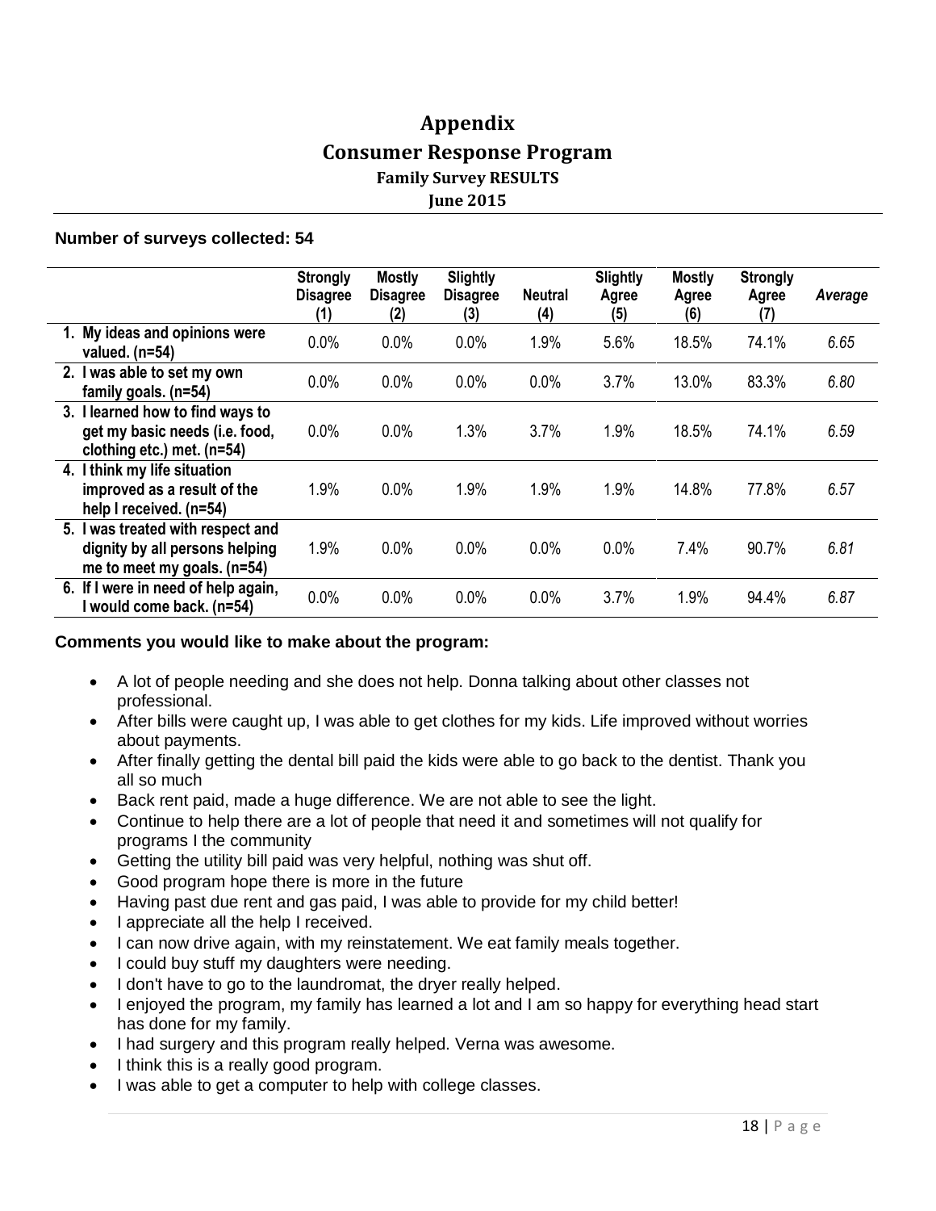# Appendix

## Consumer Response Program

### Family Survey RESULTS

### June 2015

**Number of surveys collected: 54**

| | Strongly Disagree (1) | Mostly Disagree (2) | Slightly Disagree (3) | Neutral (4) | Slightly Agree (5) | Mostly Agree (6) | Strongly Agree (7) | *Average* |
|---|---|---|---|---|---|---|---|---|
| **1. My ideas and opinions were valued. (n=54)** | 0.0% | 0.0% | 0.0% | 1.9% | 5.6% | 18.5% | 74.1% | *6.65* |
| **2. I was able to set my own family goals. (n=54)** | 0.0% | 0.0% | 0.0% | 0.0% | 3.7% | 13.0% | 83.3% | *6.80* |
| **3. I learned how to find ways to get my basic needs (i.e. food, clothing etc.) met. (n=54)** | 0.0% | 0.0% | 1.3% | 3.7% | 1.9% | 18.5% | 74.1% | *6.59* |
| **4. I think my life situation improved as a result of the help I received. (n=54)** | 1.9% | 0.0% | 1.9% | 1.9% | 1.9% | 14.8% | 77.8% | *6.57* |
| **5. I was treated with respect and dignity by all persons helping me to meet my goals. (n=54)** | 1.9% | 0.0% | 0.0% | 0.0% | 0.0% | 7.4% | 90.7% | *6.81* |
| **6. If I were in need of help again, I would come back. (n=54)** | 0.0% | 0.0% | 0.0% | 0.0% | 3.7% | 1.9% | 94.4% | *6.87* |

**Comments you would like to make about the program:**

- A lot of people needing and she does not help. Donna talking about other classes not professional.
- After bills were caught up, I was able to get clothes for my kids. Life improved without worries about payments.
- After finally getting the dental bill paid the kids were able to go back to the dentist. Thank you all so much
- Back rent paid, made a huge difference. We are not able to see the light.
- Continue to help there are a lot of people that need it and sometimes will not qualify for programs I the community
- Getting the utility bill paid was very helpful, nothing was shut off.
- Good program hope there is more in the future
- Having past due rent and gas paid, I was able to provide for my child better!
- I appreciate all the help I received.
- I can now drive again, with my reinstatement. We eat family meals together.
- I could buy stuff my daughters were needing.
- I don't have to go to the laundromat, the dryer really helped.
- I enjoyed the program, my family has learned a lot and I am so happy for everything head start has done for my family.
- I had surgery and this program really helped. Verna was awesome.
- I think this is a really good program.
- I was able to get a computer to help with college classes.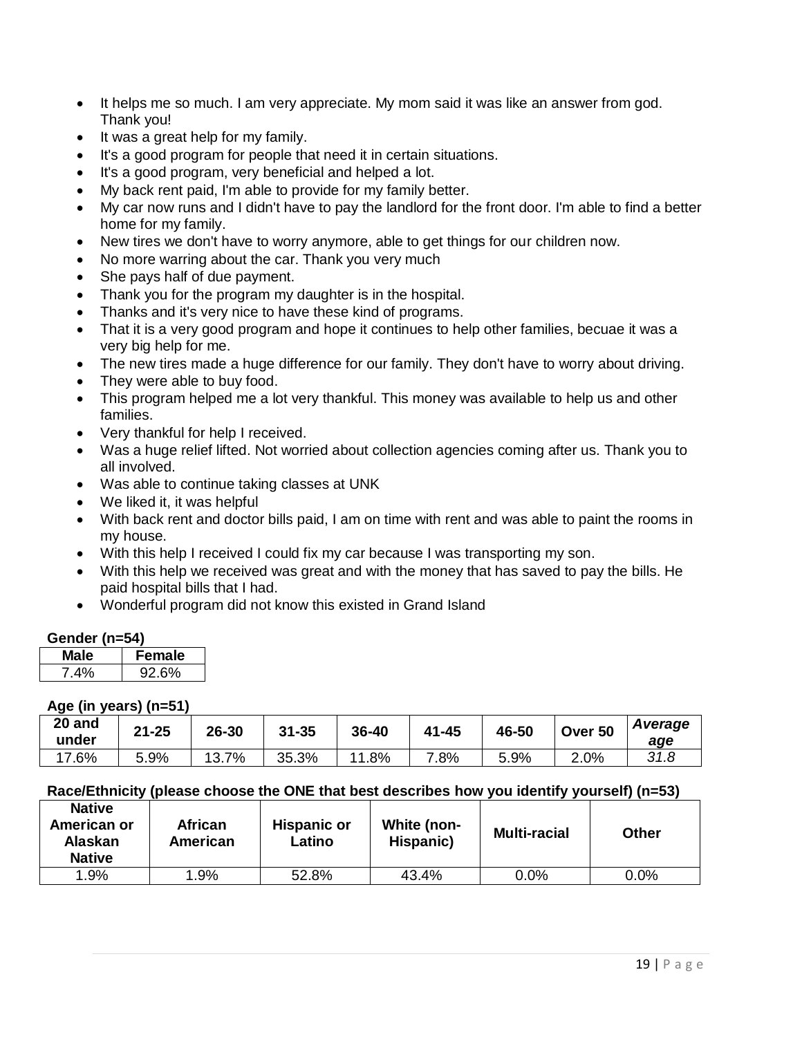- It helps me so much. I am very appreciate. My mom said it was like an answer from god. Thank you!
- It was a great help for my family.
- It's a good program for people that need it in certain situations.
- It's a good program, very beneficial and helped a lot.
- My back rent paid, I'm able to provide for my family better.
- My car now runs and I didn't have to pay the landlord for the front door. I'm able to find a better home for my family.
- New tires we don't have to worry anymore, able to get things for our children now.
- No more warring about the car. Thank you very much
- She pays half of due payment.
- Thank you for the program my daughter is in the hospital.
- Thanks and it's very nice to have these kind of programs.
- That it is a very good program and hope it continues to help other families, becuae it was a very big help for me.
- The new tires made a huge difference for our family. They don't have to worry about driving.
- They were able to buy food.
- This program helped me a lot very thankful. This money was available to help us and other families.
- Very thankful for help I received.
- Was a huge relief lifted. Not worried about collection agencies coming after us. Thank you to all involved.
- Was able to continue taking classes at UNK
- We liked it, it was helpful
- With back rent and doctor bills paid, I am on time with rent and was able to paint the rooms in my house.
- With this help I received I could fix my car because I was transporting my son.
- With this help we received was great and with the money that has saved to pay the bills. He paid hospital bills that I had.
- Wonderful program did not know this existed in Grand Island

**Gender (n=54)**

| Male | Female |
|---|---|
| 7.4% | 92.6% |

**Age (in years) (n=51)**

| 20 and under | 21-25 | 26-30 | 31-35 | 36-40 | 41-45 | 46-50 | Over 50 | *Average age* |
|---|---|---|---|---|---|---|---|---|
| 17.6% | 5.9% | 13.7% | 35.3% | 11.8% | 7.8% | 5.9% | 2.0% | *31.8* |

**Race/Ethnicity (please choose the ONE that best describes how you identify yourself) (n=53)**

| Native American or Alaskan Native | African American | Hispanic or Latino | White (non-Hispanic) | Multi-racial | Other |
|---|---|---|---|---|---|
| 1.9% | 1.9% | 52.8% | 43.4% | 0.0% | 0.0% |